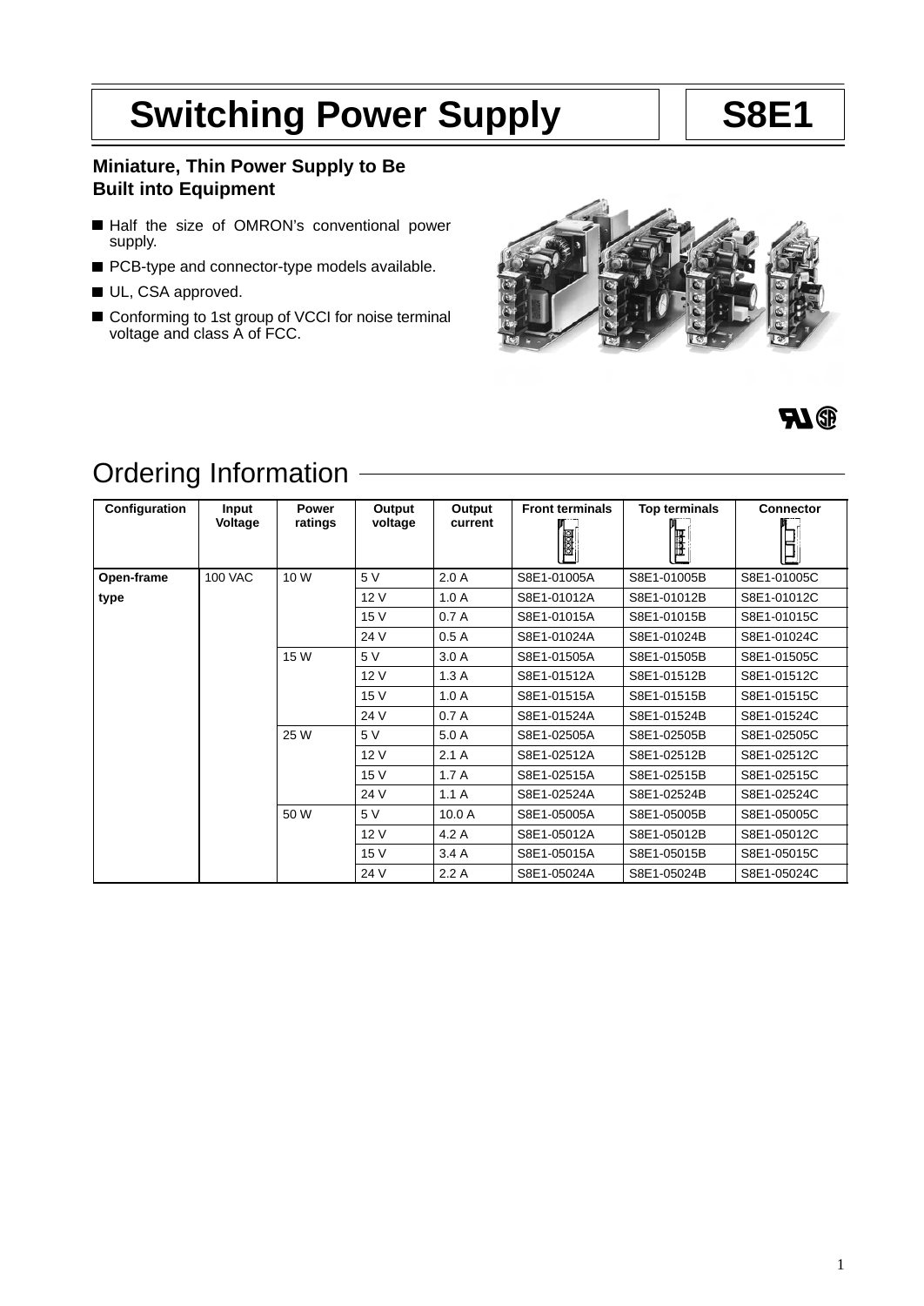# Switching Power Supply

# S8E1

**Miniature, Thin Power Supply to Be Built into Equipment**

- Half the size of OMRON's conventional power supply.
- PCB-type and connector-type models available.
- UL, CSA approved.
- Conforming to 1st group of VCCI for noise terminal voltage and class A of FCC.

## Ordering Information

| Configuration | Input Voltage | Power ratings | Output voltage | Output current | Front terminals | Top terminals | Connector |
|---|---|---|---|---|---|---|---|
| **Open-frame type** | 100 VAC | 10 W | 5 V | 2.0 A | S8E1-01005A | S8E1-01005B | S8E1-01005C |
| | | | 12 V | 1.0 A | S8E1-01012A | S8E1-01012B | S8E1-01012C |
| | | | 15 V | 0.7 A | S8E1-01015A | S8E1-01015B | S8E1-01015C |
| | | | 24 V | 0.5 A | S8E1-01024A | S8E1-01024B | S8E1-01024C |
| | | 15 W | 5 V | 3.0 A | S8E1-01505A | S8E1-01505B | S8E1-01505C |
| | | | 12 V | 1.3 A | S8E1-01512A | S8E1-01512B | S8E1-01512C |
| | | | 15 V | 1.0 A | S8E1-01515A | S8E1-01515B | S8E1-01515C |
| | | | 24 V | 0.7 A | S8E1-01524A | S8E1-01524B | S8E1-01524C |
| | | 25 W | 5 V | 5.0 A | S8E1-02505A | S8E1-02505B | S8E1-02505C |
| | | | 12 V | 2.1 A | S8E1-02512A | S8E1-02512B | S8E1-02512C |
| | | | 15 V | 1.7 A | S8E1-02515A | S8E1-02515B | S8E1-02515C |
| | | | 24 V | 1.1 A | S8E1-02524A | S8E1-02524B | S8E1-02524C |
| | | 50 W | 5 V | 10.0 A | S8E1-05005A | S8E1-05005B | S8E1-05005C |
| | | | 12 V | 4.2 A | S8E1-05012A | S8E1-05012B | S8E1-05012C |
| | | | 15 V | 3.4 A | S8E1-05015A | S8E1-05015B | S8E1-05015C |
| | | | 24 V | 2.2 A | S8E1-05024A | S8E1-05024B | S8E1-05024C |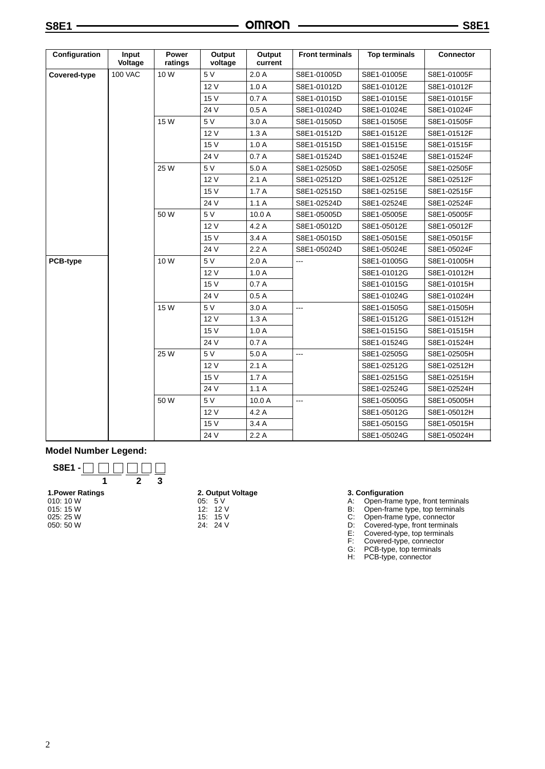| Configuration | Input Voltage | Power ratings | Output voltage | Output current | Front terminals | Top terminals | Connector |
|---|---|---|---|---|---|---|---|
| **Covered-type** | 100 VAC | 10 W | 5 V | 2.0 A | S8E1-01005D | S8E1-01005E | S8E1-01005F |
| | | | 12 V | 1.0 A | S8E1-01012D | S8E1-01012E | S8E1-01012F |
| | | | 15 V | 0.7 A | S8E1-01015D | S8E1-01015E | S8E1-01015F |
| | | | 24 V | 0.5 A | S8E1-01024D | S8E1-01024E | S8E1-01024F |
| | | 15 W | 5 V | 3.0 A | S8E1-01505D | S8E1-01505E | S8E1-01505F |
| | | | 12 V | 1.3 A | S8E1-01512D | S8E1-01512E | S8E1-01512F |
| | | | 15 V | 1.0 A | S8E1-01515D | S8E1-01515E | S8E1-01515F |
| | | | 24 V | 0.7 A | S8E1-01524D | S8E1-01524E | S8E1-01524F |
| | | 25 W | 5 V | 5.0 A | S8E1-02505D | S8E1-02505E | S8E1-02505F |
| | | | 12 V | 2.1 A | S8E1-02512D | S8E1-02512E | S8E1-02512F |
| | | | 15 V | 1.7 A | S8E1-02515D | S8E1-02515E | S8E1-02515F |
| | | | 24 V | 1.1 A | S8E1-02524D | S8E1-02524E | S8E1-02524F |
| | | 50 W | 5 V | 10.0 A | S8E1-05005D | S8E1-05005E | S8E1-05005F |
| | | | 12 V | 4.2 A | S8E1-05012D | S8E1-05012E | S8E1-05012F |
| | | | 15 V | 3.4 A | S8E1-05015D | S8E1-05015E | S8E1-05015F |
| | | | 24 V | 2.2 A | S8E1-05024D | S8E1-05024E | S8E1-05024F |
| **PCB-type** | | 10 W | 5 V | 2.0 A | --- | S8E1-01005G | S8E1-01005H |
| | | | 12 V | 1.0 A | | S8E1-01012G | S8E1-01012H |
| | | | 15 V | 0.7 A | | S8E1-01015G | S8E1-01015H |
| | | | 24 V | 0.5 A | | S8E1-01024G | S8E1-01024H |
| | | 15 W | 5 V | 3.0 A | --- | S8E1-01505G | S8E1-01505H |
| | | | 12 V | 1.3 A | | S8E1-01512G | S8E1-01512H |
| | | | 15 V | 1.0 A | | S8E1-01515G | S8E1-01515H |
| | | | 24 V | 0.7 A | | S8E1-01524G | S8E1-01524H |
| | | 25 W | 5 V | 5.0 A | --- | S8E1-02505G | S8E1-02505H |
| | | | 12 V | 2.1 A | | S8E1-02512G | S8E1-02512H |
| | | | 15 V | 1.7 A | | S8E1-02515G | S8E1-02515H |
| | | | 24 V | 1.1 A | | S8E1-02524G | S8E1-02524H |
| | | 50 W | 5 V | 10.0 A | --- | S8E1-05005G | S8E1-05005H |
| | | | 12 V | 4.2 A | | S8E1-05012G | S8E1-05012H |
| | | | 15 V | 3.4 A | | S8E1-05015G | S8E1-05015H |
| | | | 24 V | 2.2 A | | S8E1-05024G | S8E1-05024H |

## Model Number Legend:

**S8E1 - □□□ □□ □**
1 2 3

**1.Power Ratings**
010: 10 W
015: 15 W
025: 25 W
050: 50 W

**2. Output Voltage**
05: 5 V
12: 12 V
15: 15 V
24: 24 V

**3. Configuration**
A: Open-frame type, front terminals
B: Open-frame type, top terminals
C: Open-frame type, connector
D: Covered-type, front terminals
E: Covered-type, top terminals
F: Covered-type, connector
G: PCB-type, top terminals
H: PCB-type, connector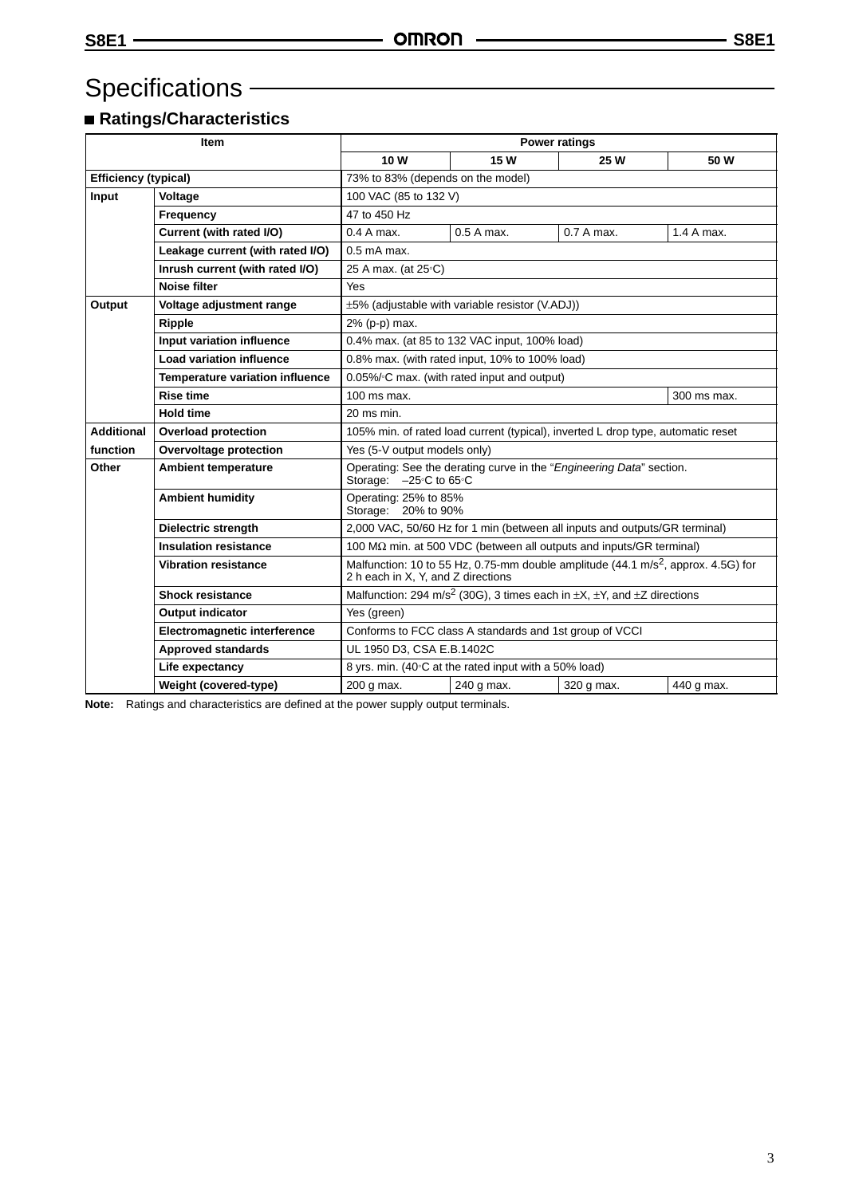# Specifications

## ■ Ratings/Characteristics

| Item | | Power ratings | | | |
|---|---|---|---|---|---|
| | | 10 W | 15 W | 25 W | 50 W |
| **Efficiency (typical)** | | 73% to 83% (depends on the model) | | | |
| **Input** | **Voltage** | 100 VAC (85 to 132 V) | | | |
| | **Frequency** | 47 to 450 Hz | | | |
| | **Current (with rated I/O)** | 0.4 A max. | 0.5 A max. | 0.7 A max. | 1.4 A max. |
| | **Leakage current (with rated I/O)** | 0.5 mA max. | | | |
| | **Inrush current (with rated I/O)** | 25 A max. (at 25°C) | | | |
| | **Noise filter** | Yes | | | |
| **Output** | **Voltage adjustment range** | ±5% (adjustable with variable resistor (V.ADJ)) | | | |
| | **Ripple** | 2% (p-p) max. | | | |
| | **Input variation influence** | 0.4% max. (at 85 to 132 VAC input, 100% load) | | | |
| | **Load variation influence** | 0.8% max. (with rated input, 10% to 100% load) | | | |
| | **Temperature variation influence** | 0.05%/°C max. (with rated input and output) | | | |
| | **Rise time** | 100 ms max. | | | 300 ms max. |
| | **Hold time** | 20 ms min. | | | |
| **Additional function** | **Overload protection** | 105% min. of rated load current (typical), inverted L drop type, automatic reset | | | |
| | **Overvoltage protection** | Yes (5-V output models only) | | | |
| **Other** | **Ambient temperature** | Operating: See the derating curve in the "*Engineering Data*" section.<br>Storage: –25°C to 65°C | | | |
| | **Ambient humidity** | Operating: 25% to 85%<br>Storage: 20% to 90% | | | |
| | **Dielectric strength** | 2,000 VAC, 50/60 Hz for 1 min (between all inputs and outputs/GR terminal) | | | |
| | **Insulation resistance** | 100 MΩ min. at 500 VDC (between all outputs and inputs/GR terminal) | | | |
| | **Vibration resistance** | Malfunction: 10 to 55 Hz, 0.75-mm double amplitude (44.1 $m/s^2$, approx. 4.5G) for 2 h each in X, Y, and Z directions | | | |
| | **Shock resistance** | Malfunction: 294 $m/s^2$ (30G), 3 times each in ±X, ±Y, and ±Z directions | | | |
| | **Output indicator** | Yes (green) | | | |
| | **Electromagnetic interference** | Conforms to FCC class A standards and 1st group of VCCI | | | |
| | **Approved standards** | UL 1950 D3, CSA E.B.1402C | | | |
| | **Life expectancy** | 8 yrs. min. (40°C at the rated input with a 50% load) | | | |
| | **Weight (covered-type)** | 200 g max. | 240 g max. | 320 g max. | 440 g max. |

**Note:** Ratings and characteristics are defined at the power supply output terminals.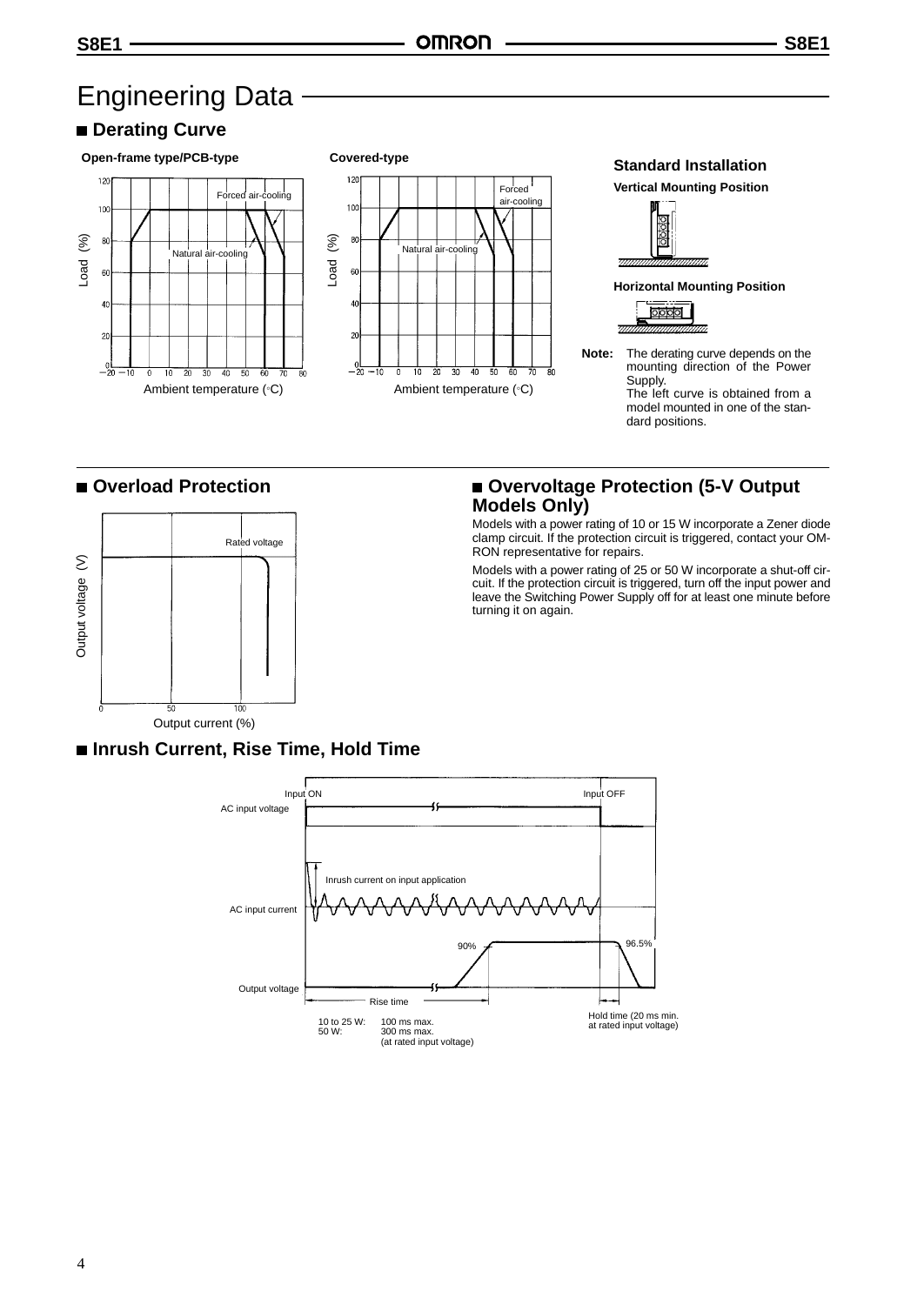# Engineering Data

## ■ Derating Curve

**Open-frame type/PCB-type**

**Covered-type**

### Standard Installation

**Vertical Mounting Position**

**Horizontal Mounting Position**

**Note:** The derating curve depends on the mounting direction of the Power Supply.
The left curve is obtained from a model mounted in one of the standard positions.

## ■ Overload Protection

## ■ Overvoltage Protection (5-V Output Models Only)

Models with a power rating of 10 or 15 W incorporate a Zener diode clamp circuit. If the protection circuit is triggered, contact your OMRON representative for repairs.

Models with a power rating of 25 or 50 W incorporate a shut-off circuit. If the protection circuit is triggered, turn off the input power and leave the Switching Power Supply off for at least one minute before turning it on again.

## ■ Inrush Current, Rise Time, Hold Time

Rise time:
10 to 25 W: 100 ms max.
50 W: 300 ms max.
(at rated input voltage)

Hold time (20 ms min. at rated input voltage)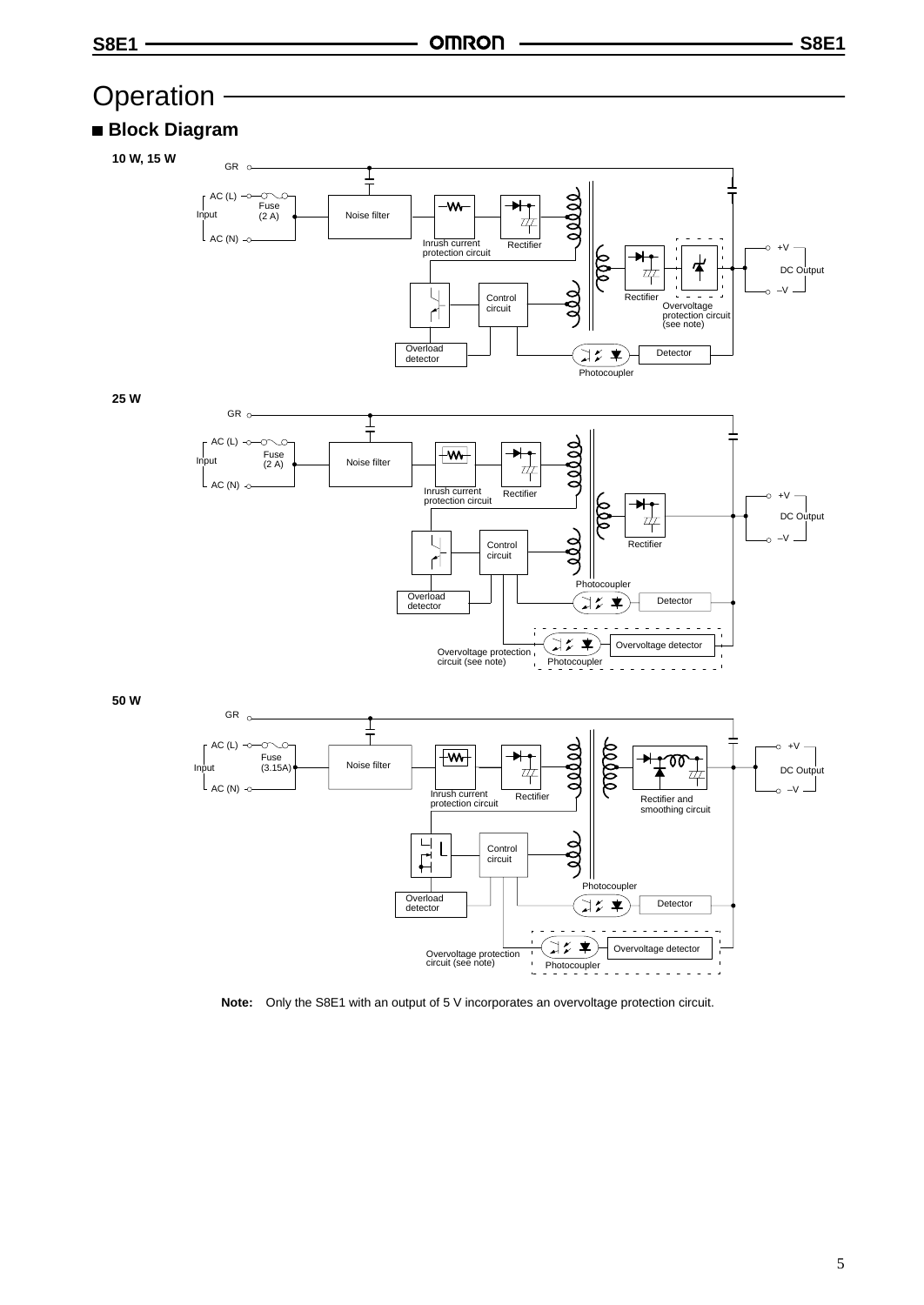# Operation

## ■ Block Diagram

**10 W, 15 W**

GR

AC (L)

Input

AC (N)

Fuse (2 A)

Noise filter

Inrush current protection circuit

Rectifier

Rectifier

Overvoltage protection circuit (see note)

+V

DC Output

–V

Control circuit

Overload detector

Photocoupler

Detector

**25 W**

GR

AC (L)

Input

AC (N)

Fuse (2 A)

Noise filter

Inrush current protection circuit

Rectifier

Rectifier

+V

DC Output

–V

Control circuit

Overload detector

Photocoupler

Detector

Overvoltage protection circuit (see note)

Photocoupler

Overvoltage detector

**50 W**

GR

AC (L)

Input

AC (N)

Fuse (3.15A)

Noise filter

Inrush current protection circuit

Rectifier

Rectifier and smoothing circuit

+V

DC Output

–V

Control circuit

Overload detector

Photocoupler

Detector

Overvoltage protection circuit (see note)

Photocoupler

Overvoltage detector

**Note:** Only the S8E1 with an output of 5 V incorporates an overvoltage protection circuit.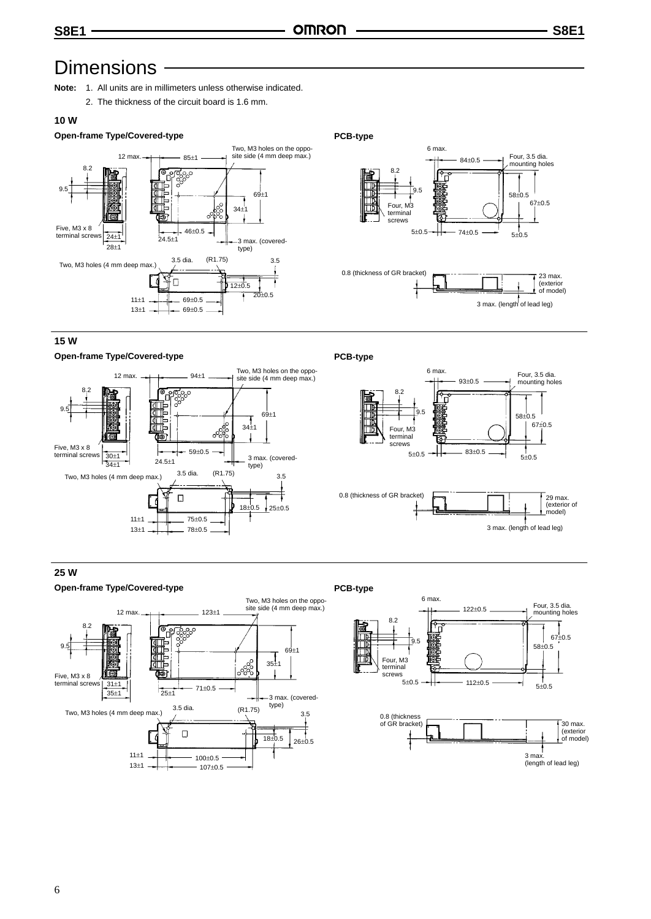# Dimensions

**Note:** 1. All units are in millimeters unless otherwise indicated.
2. The thickness of the circuit board is 1.6 mm.

## 10 W

### Open-frame Type/Covered-type

12 max. 85±1 Two, M3 holes on the opposite side (4 mm deep max.)
8.2
9.5
69±1
34±1
Five, M3 x 8 terminal screws 24±1 28±1
46±0.5 24.5±1 3 max. (covered-type)
Two, M3 holes (4 mm deep max.) 3.5 dia. (R1.75) 3.5
12±0.5 20±0.5
11±1 69±0.5
13±1 69±0.5

### PCB-type

6 max. 84±0.5 Four, 3.5 dia. mounting holes
8.2
9.5
58±0.5 67±0.5
Four, M3 terminal screws
5±0.5 74±0.5 5±0.5
0.8 (thickness of GR bracket) 23 max. (exterior of model)
3 max. (length of lead leg)

## 15 W

### Open-frame Type/Covered-type

12 max. 94±1 Two, M3 holes on the opposite side (4 mm deep max.)
8.2
9.5
69±1
34±1
Five, M3 x 8 terminal screws 30±1 34±1
59±0.5 24.5±1 3 max. (covered-type)
Two, M3 holes (4 mm deep max.) 3.5 dia. (R1.75) 3.5
18±0.5 25±0.5
11±1 75±0.5
13±1 78±0.5

### PCB-type

6 max. 93±0.5 Four, 3.5 dia. mounting holes
8.2
9.5
58±0.5 67±0.5
Four, M3 terminal screws
5±0.5 83±0.5 5±0.5
0.8 (thickness of GR bracket) 29 max. (exterior of model)
3 max. (length of lead leg)

## 25 W

### Open-frame Type/Covered-type

12 max. 123±1 Two, M3 holes on the opposite side (4 mm deep max.)
8.2
9.5
69±1
35±1
Five, M3 x 8 terminal screws 31±1 35±1
71±0.5 25±1 3 max. (covered-type)
Two, M3 holes (4 mm deep max.) 3.5 dia. (R1.75) 3.5
18±0.5 26±0.5
11±1 100±0.5
13±1 107±0.5

### PCB-type

6 max. 122±0.5 Four, 3.5 dia. mounting holes
8.2
9.5
67±0.5 58±0.5
Four, M3 terminal screws
5±0.5 112±0.5 5±0.5
0.8 (thickness of GR bracket) 30 max. (exterior of model)
3 max. (length of lead leg)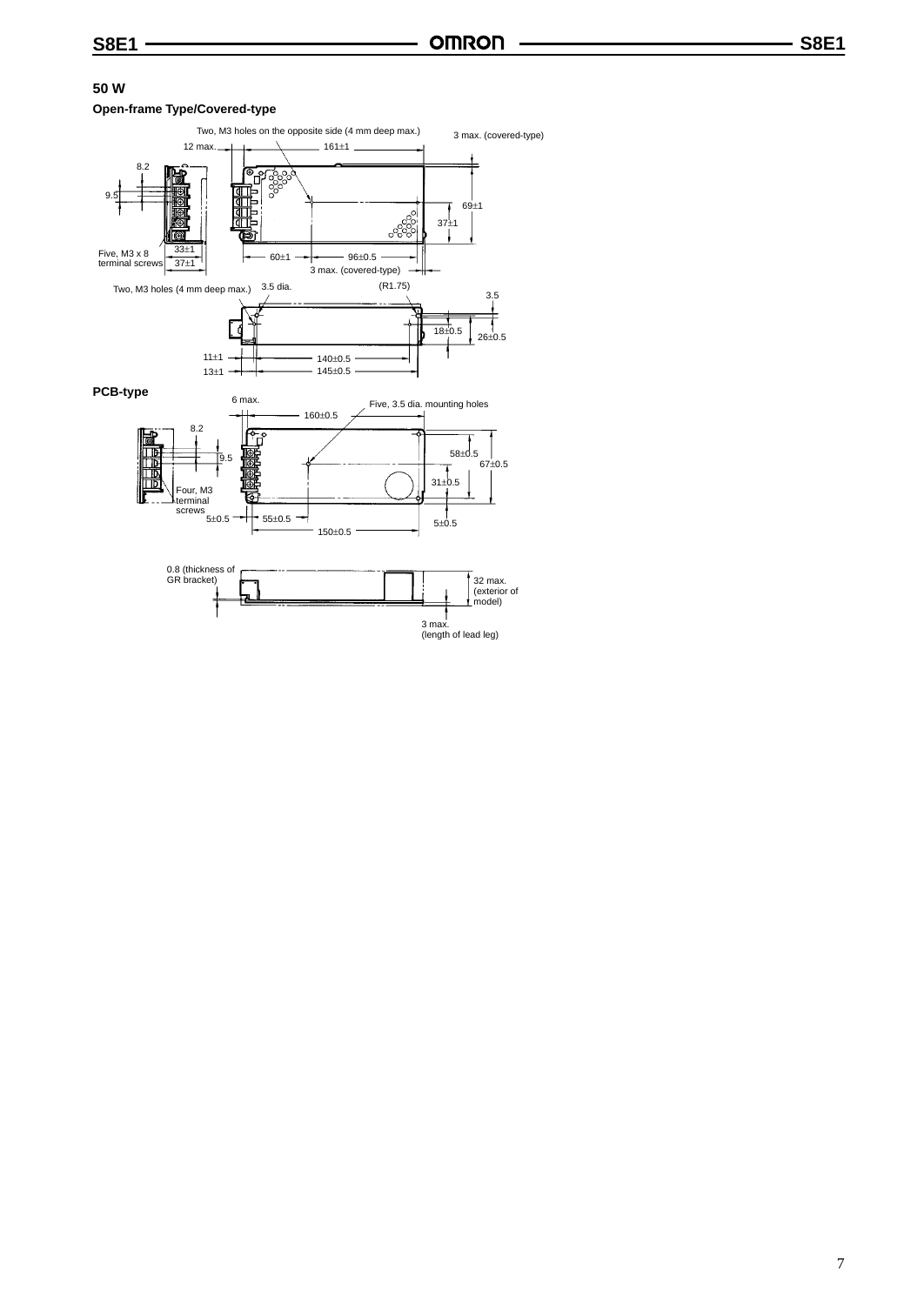## 50 W

### Open-frame Type/Covered-type

Two, M3 holes on the opposite side (4 mm deep max.)

3 max. (covered-type)

12 max.

161±1

8.2

9.5

69±1

37±1

Five, M3 x 8 terminal screws

33±1

37±1

60±1

96±0.5

3 max. (covered-type)

Two, M3 holes (4 mm deep max.)

3.5 dia.

(R1.75)

3.5

18±0.5

26±0.5

11±1

140±0.5

13±1

145±0.5

### PCB-type

6 max.

160±0.5

Five, 3.5 dia. mounting holes

8.2

9.5

58±0.5

67±0.5

31±0.5

Four, M3 terminal screws

5±0.5

55±0.5

5±0.5

150±0.5

0.8 (thickness of GR bracket)

32 max. (exterior of model)

3 max. (length of lead leg)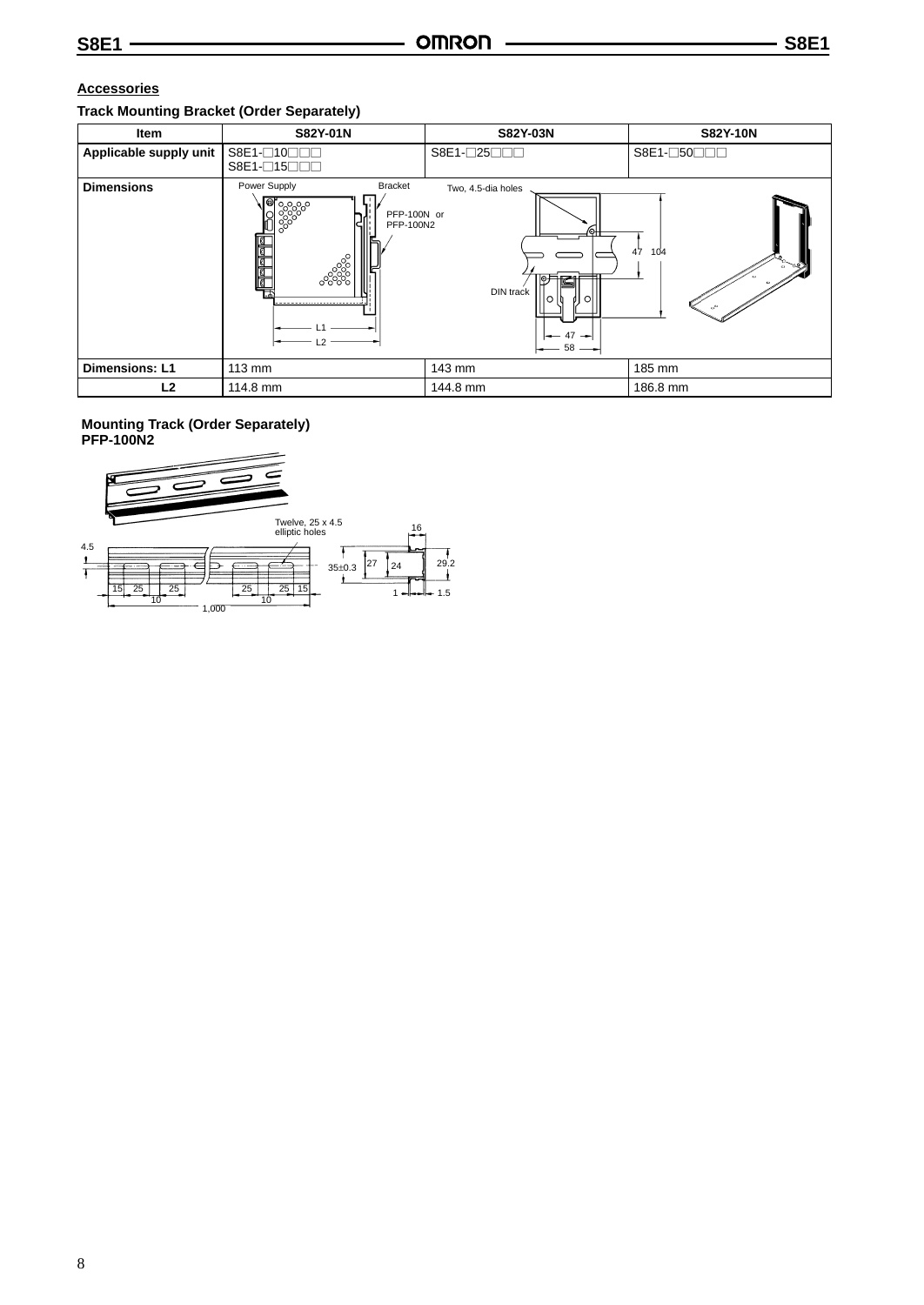## Accessories

### Track Mounting Bracket (Order Separately)

| Item | S82Y-01N | S82Y-03N | S82Y-10N |
|---|---|---|---|
| Applicable supply unit | S8E1-□10□□□<br>S8E1-□15□□□ | S8E1-□25□□□ | S8E1-□50□□□ |
| Dimensions | Power Supply, Bracket, PFP-100N or PFP-100N2, L1, L2 | Two, 4.5-dia holes, DIN track, 47, 104, 47, 58 | |
| Dimensions: L1 | 113 mm | 143 mm | 185 mm |
| L2 | 114.8 mm | 144.8 mm | 186.8 mm |

### Mounting Track (Order Separately)
### PFP-100N2

Twelve, 25 x 4.5 elliptic holes

4.5, 15, 25, 25, 10, 25, 25, 15, 10, 1,000

16, 35±0.3, 27, 24, 29.2, 1, 1.5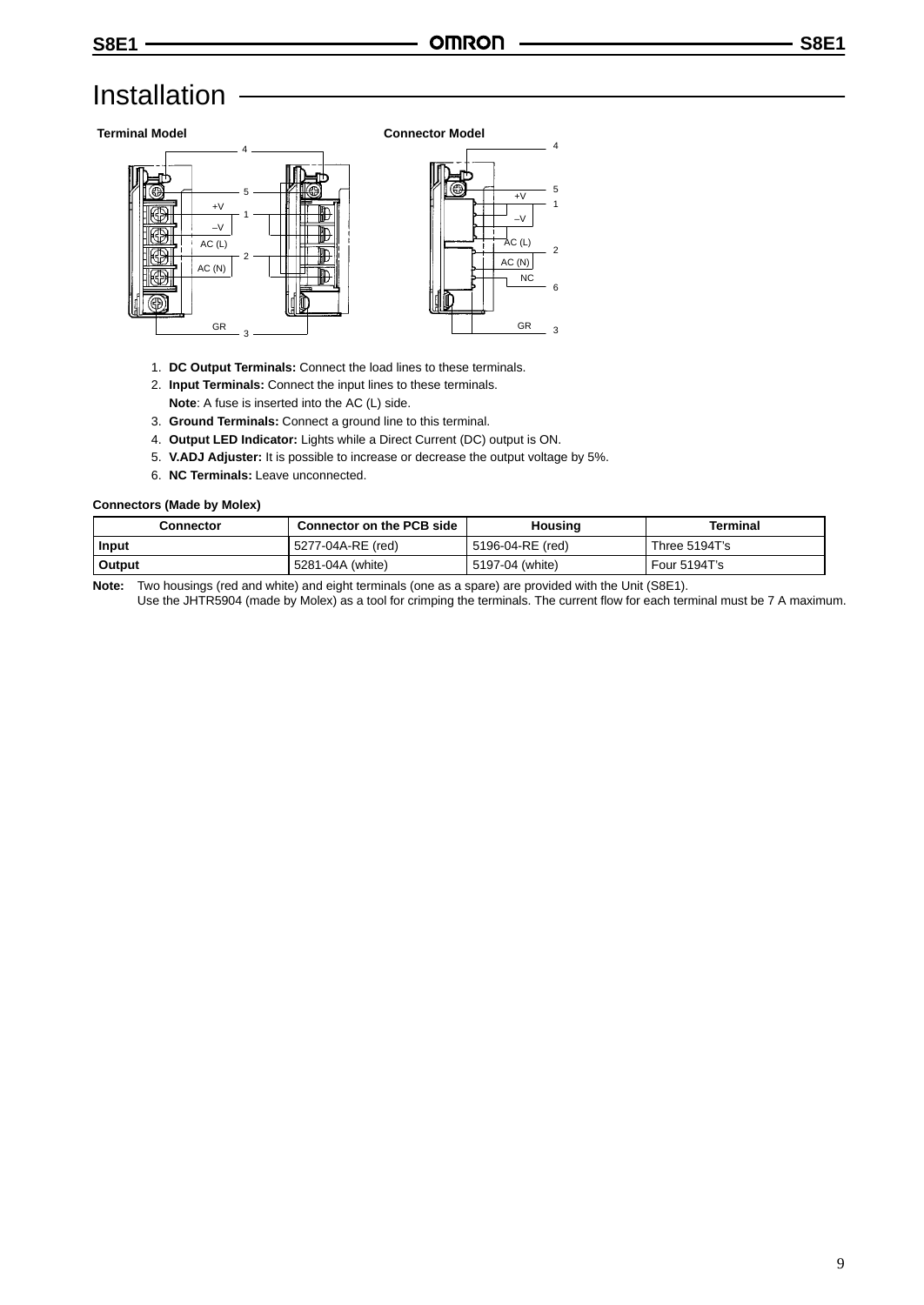# Installation

**Terminal Model**

**Connector Model**

1. **DC Output Terminals:** Connect the load lines to these terminals.
2. **Input Terminals:** Connect the input lines to these terminals.
   **Note**: A fuse is inserted into the AC (L) side.
3. **Ground Terminals:** Connect a ground line to this terminal.
4. **Output LED Indicator:** Lights while a Direct Current (DC) output is ON.
5. **V.ADJ Adjuster:** It is possible to increase or decrease the output voltage by 5%.
6. **NC Terminals:** Leave unconnected.

**Connectors (Made by Molex)**

| Connector | Connector on the PCB side | Housing | Terminal |
|---|---|---|---|
| **Input** | 5277-04A-RE (red) | 5196-04-RE (red) | Three 5194T's |
| **Output** | 5281-04A (white) | 5197-04 (white) | Four 5194T's |

**Note:** Two housings (red and white) and eight terminals (one as a spare) are provided with the Unit (S8E1).
Use the JHTR5904 (made by Molex) as a tool for crimping the terminals. The current flow for each terminal must be 7 A maximum.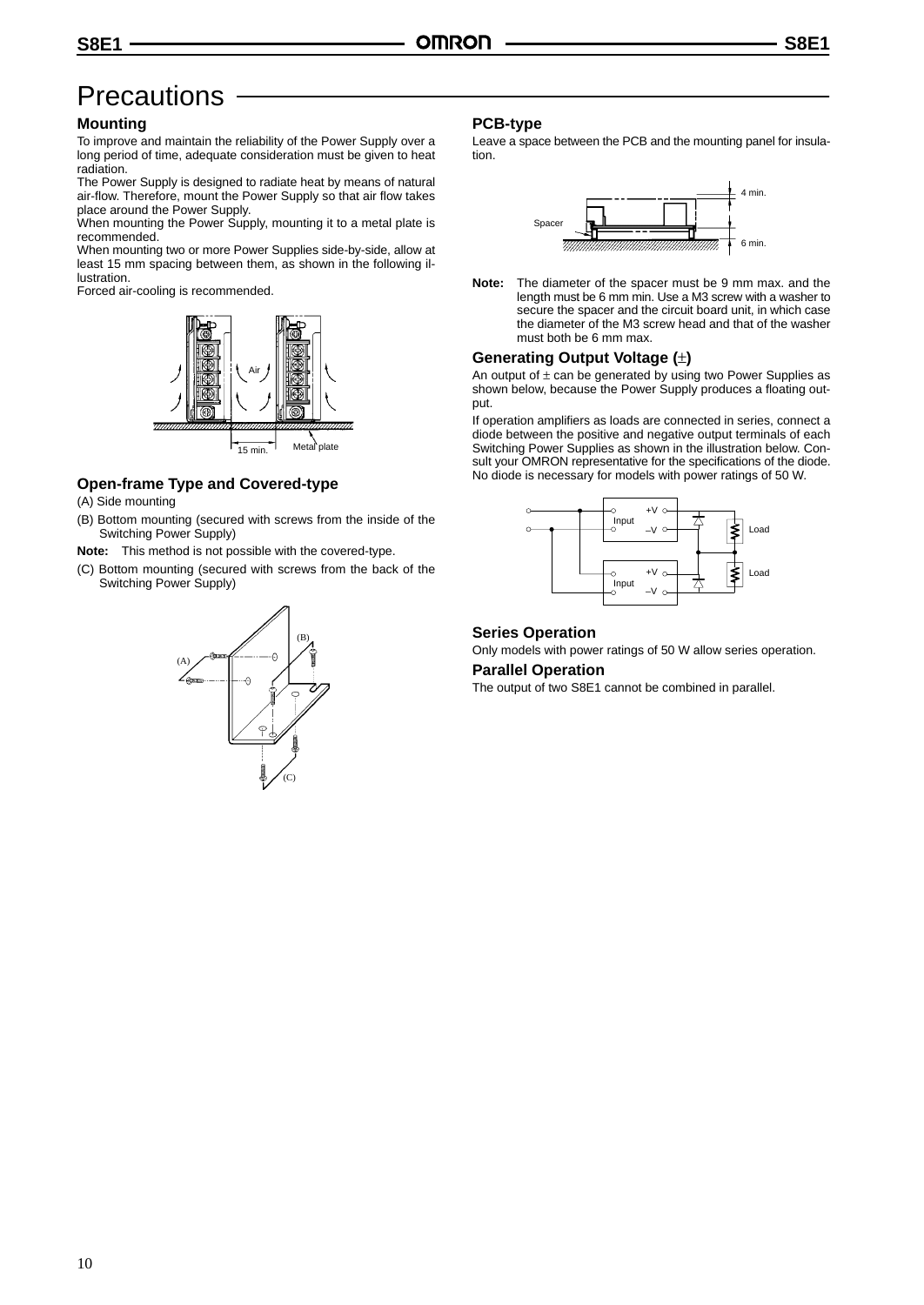# Precautions

## Mounting

To improve and maintain the reliability of the Power Supply over a long period of time, adequate consideration must be given to heat radiation.

The Power Supply is designed to radiate heat by means of natural air-flow. Therefore, mount the Power Supply so that air flow takes place around the Power Supply.

When mounting the Power Supply, mounting it to a metal plate is recommended.

When mounting two or more Power Supplies side-by-side, allow at least 15 mm spacing between them, as shown in the following illustration.

Forced air-cooling is recommended.

## Open-frame Type and Covered-type

(A) Side mounting

(B) Bottom mounting (secured with screws from the inside of the Switching Power Supply)

**Note:** This method is not possible with the covered-type.

(C) Bottom mounting (secured with screws from the back of the Switching Power Supply)

## PCB-type

Leave a space between the PCB and the mounting panel for insulation.

**Note:** The diameter of the spacer must be 9 mm max. and the length must be 6 mm min. Use a M3 screw with a washer to secure the spacer and the circuit board unit, in which case the diameter of the M3 screw head and that of the washer must both be 6 mm max.

## Generating Output Voltage (±)

An output of ± can be generated by using two Power Supplies as shown below, because the Power Supply produces a floating output.

If operation amplifiers as loads are connected in series, connect a diode between the positive and negative output terminals of each Switching Power Supplies as shown in the illustration below. Consult your OMRON representative for the specifications of the diode. No diode is necessary for models with power ratings of 50 W.

## Series Operation

Only models with power ratings of 50 W allow series operation.

## Parallel Operation

The output of two S8E1 cannot be combined in parallel.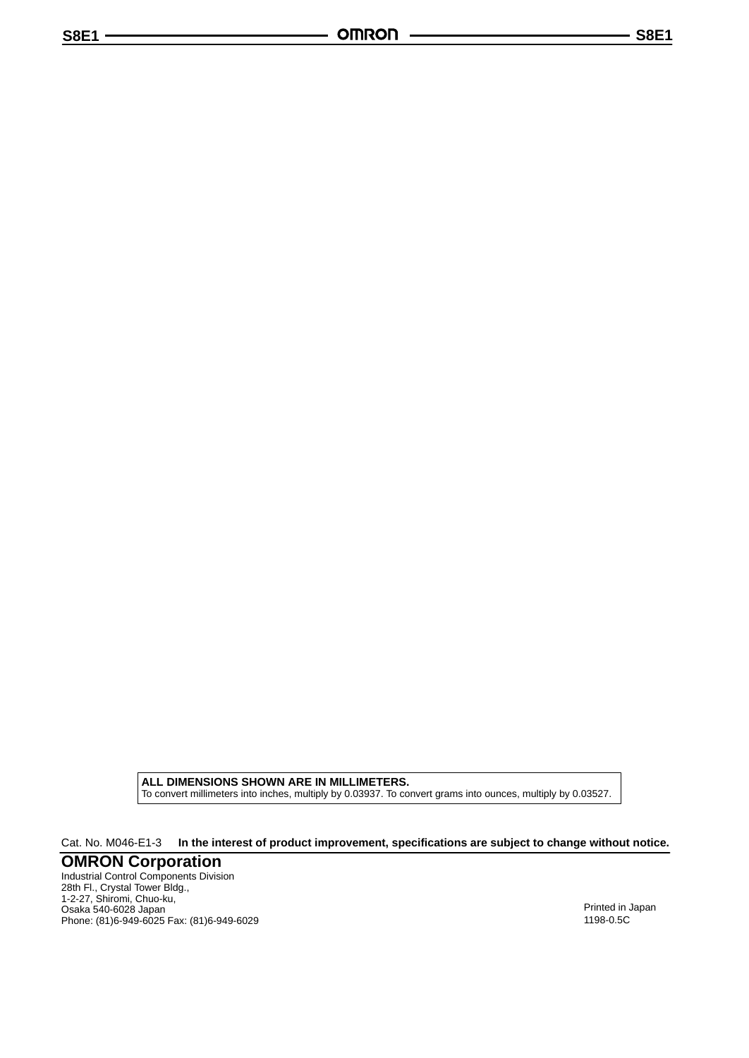**ALL DIMENSIONS SHOWN ARE IN MILLIMETERS.**
To convert millimeters into inches, multiply by 0.03937. To convert grams into ounces, multiply by 0.03527.

Cat. No. M046-E1-3 **In the interest of product improvement, specifications are subject to change without notice.**

## OMRON Corporation

Industrial Control Components Division
28th Fl., Crystal Tower Bldg.,
1-2-27, Shiromi, Chuo-ku,
Osaka 540-6028 Japan
Phone: (81)6-949-6025 Fax: (81)6-949-6029

Printed in Japan
1198-0.5C